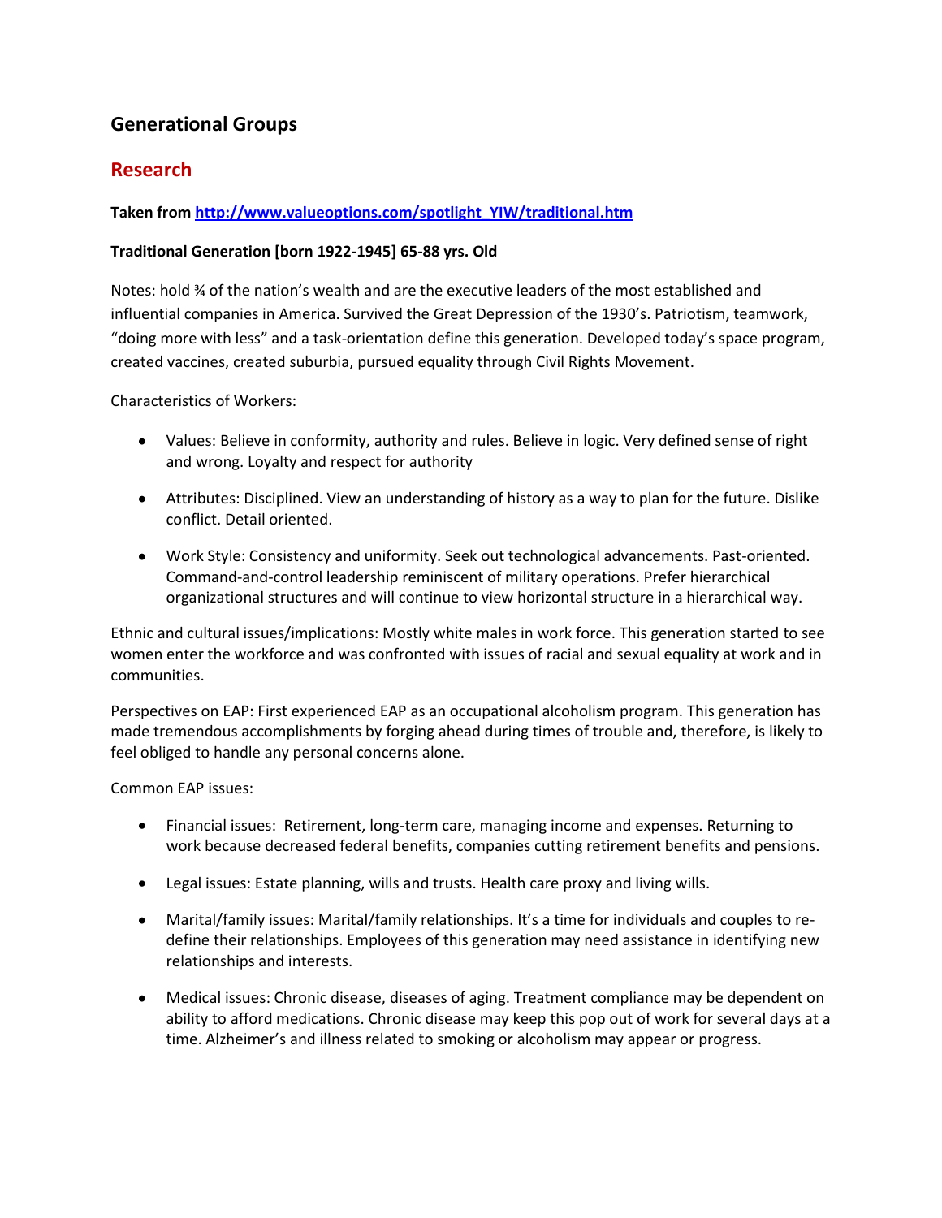## Generational Groups

## Research

**Taken from [http://www.valueoptions.com/spotlight_YIW/traditional.htm](http://www.valueoptions.com/spotlight_YIW/traditional.htm)**

**Traditional Generation [born 1922-1945] 65-88 yrs. Old**

Notes: hold ¾ of the nation's wealth and are the executive leaders of the most established and influential companies in America. Survived the Great Depression of the 1930's. Patriotism, teamwork, "doing more with less" and a task-orientation define this generation. Developed today's space program, created vaccines, created suburbia, pursued equality through Civil Rights Movement.

Characteristics of Workers:

- Values: Believe in conformity, authority and rules. Believe in logic. Very defined sense of right and wrong. Loyalty and respect for authority
- Attributes: Disciplined. View an understanding of history as a way to plan for the future. Dislike conflict. Detail oriented.
- Work Style: Consistency and uniformity. Seek out technological advancements. Past-oriented. Command-and-control leadership reminiscent of military operations. Prefer hierarchical organizational structures and will continue to view horizontal structure in a hierarchical way.

Ethnic and cultural issues/implications: Mostly white males in work force. This generation started to see women enter the workforce and was confronted with issues of racial and sexual equality at work and in communities.

Perspectives on EAP: First experienced EAP as an occupational alcoholism program. This generation has made tremendous accomplishments by forging ahead during times of trouble and, therefore, is likely to feel obliged to handle any personal concerns alone.

Common EAP issues:

- Financial issues: Retirement, long-term care, managing income and expenses. Returning to work because decreased federal benefits, companies cutting retirement benefits and pensions.
- Legal issues: Estate planning, wills and trusts. Health care proxy and living wills.
- Marital/family issues: Marital/family relationships. It's a time for individuals and couples to re-define their relationships. Employees of this generation may need assistance in identifying new relationships and interests.
- Medical issues: Chronic disease, diseases of aging. Treatment compliance may be dependent on ability to afford medications. Chronic disease may keep this pop out of work for several days at a time. Alzheimer's and illness related to smoking or alcoholism may appear or progress.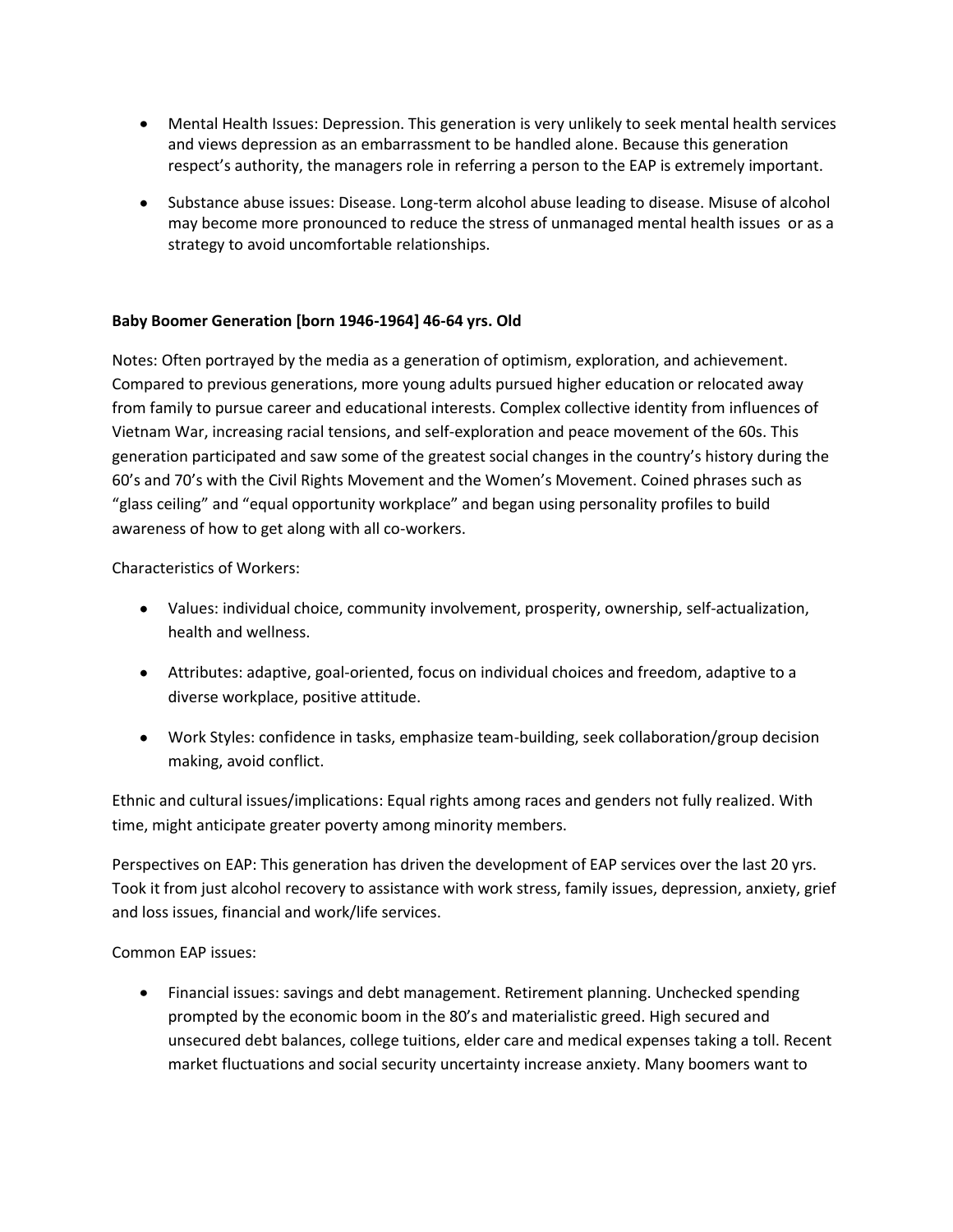- Mental Health Issues: Depression. This generation is very unlikely to seek mental health services and views depression as an embarrassment to be handled alone. Because this generation respect's authority, the managers role in referring a person to the EAP is extremely important.

- Substance abuse issues: Disease. Long-term alcohol abuse leading to disease. Misuse of alcohol may become more pronounced to reduce the stress of unmanaged mental health issues or as a strategy to avoid uncomfortable relationships.

**Baby Boomer Generation [born 1946-1964] 46-64 yrs. Old**

Notes: Often portrayed by the media as a generation of optimism, exploration, and achievement. Compared to previous generations, more young adults pursued higher education or relocated away from family to pursue career and educational interests. Complex collective identity from influences of Vietnam War, increasing racial tensions, and self-exploration and peace movement of the 60s. This generation participated and saw some of the greatest social changes in the country's history during the 60's and 70's with the Civil Rights Movement and the Women's Movement. Coined phrases such as "glass ceiling" and "equal opportunity workplace" and began using personality profiles to build awareness of how to get along with all co-workers.

Characteristics of Workers:

- Values: individual choice, community involvement, prosperity, ownership, self-actualization, health and wellness.

- Attributes: adaptive, goal-oriented, focus on individual choices and freedom, adaptive to a diverse workplace, positive attitude.

- Work Styles: confidence in tasks, emphasize team-building, seek collaboration/group decision making, avoid conflict.

Ethnic and cultural issues/implications: Equal rights among races and genders not fully realized. With time, might anticipate greater poverty among minority members.

Perspectives on EAP: This generation has driven the development of EAP services over the last 20 yrs. Took it from just alcohol recovery to assistance with work stress, family issues, depression, anxiety, grief and loss issues, financial and work/life services.

Common EAP issues:

- Financial issues: savings and debt management. Retirement planning. Unchecked spending prompted by the economic boom in the 80's and materialistic greed. High secured and unsecured debt balances, college tuitions, elder care and medical expenses taking a toll. Recent market fluctuations and social security uncertainty increase anxiety. Many boomers want to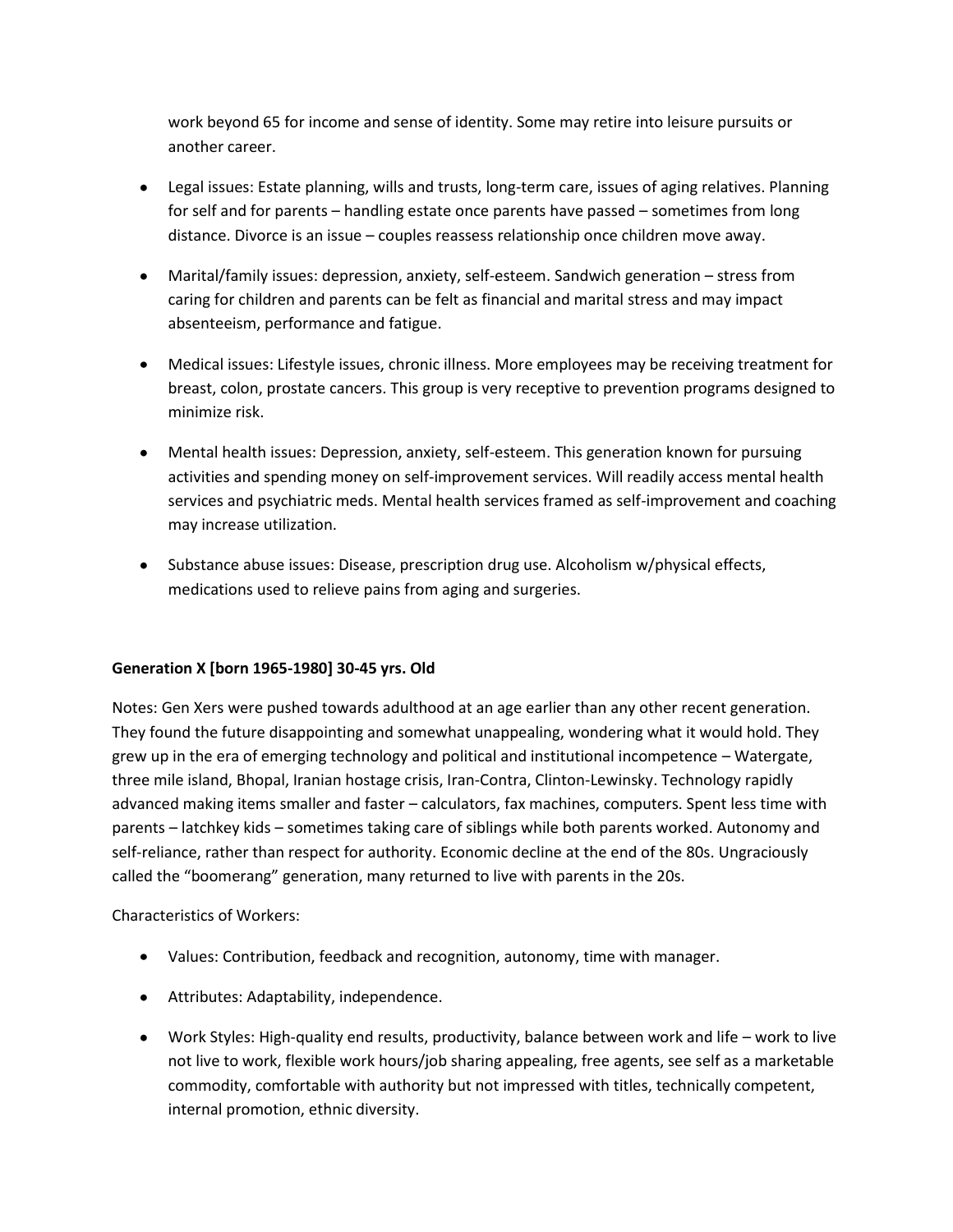work beyond 65 for income and sense of identity. Some may retire into leisure pursuits or another career.

- Legal issues: Estate planning, wills and trusts, long-term care, issues of aging relatives. Planning for self and for parents – handling estate once parents have passed – sometimes from long distance. Divorce is an issue – couples reassess relationship once children move away.

- Marital/family issues: depression, anxiety, self-esteem. Sandwich generation – stress from caring for children and parents can be felt as financial and marital stress and may impact absenteeism, performance and fatigue.

- Medical issues: Lifestyle issues, chronic illness. More employees may be receiving treatment for breast, colon, prostate cancers. This group is very receptive to prevention programs designed to minimize risk.

- Mental health issues: Depression, anxiety, self-esteem. This generation known for pursuing activities and spending money on self-improvement services. Will readily access mental health services and psychiatric meds. Mental health services framed as self-improvement and coaching may increase utilization.

- Substance abuse issues: Disease, prescription drug use. Alcoholism w/physical effects, medications used to relieve pains from aging and surgeries.

**Generation X [born 1965-1980] 30-45 yrs. Old**

Notes: Gen Xers were pushed towards adulthood at an age earlier than any other recent generation. They found the future disappointing and somewhat unappealing, wondering what it would hold. They grew up in the era of emerging technology and political and institutional incompetence – Watergate, three mile island, Bhopal, Iranian hostage crisis, Iran-Contra, Clinton-Lewinsky. Technology rapidly advanced making items smaller and faster – calculators, fax machines, computers. Spent less time with parents – latchkey kids – sometimes taking care of siblings while both parents worked. Autonomy and self-reliance, rather than respect for authority. Economic decline at the end of the 80s. Ungraciously called the "boomerang" generation, many returned to live with parents in the 20s.

Characteristics of Workers:

- Values: Contribution, feedback and recognition, autonomy, time with manager.

- Attributes: Adaptability, independence.

- Work Styles: High-quality end results, productivity, balance between work and life – work to live not live to work, flexible work hours/job sharing appealing, free agents, see self as a marketable commodity, comfortable with authority but not impressed with titles, technically competent, internal promotion, ethnic diversity.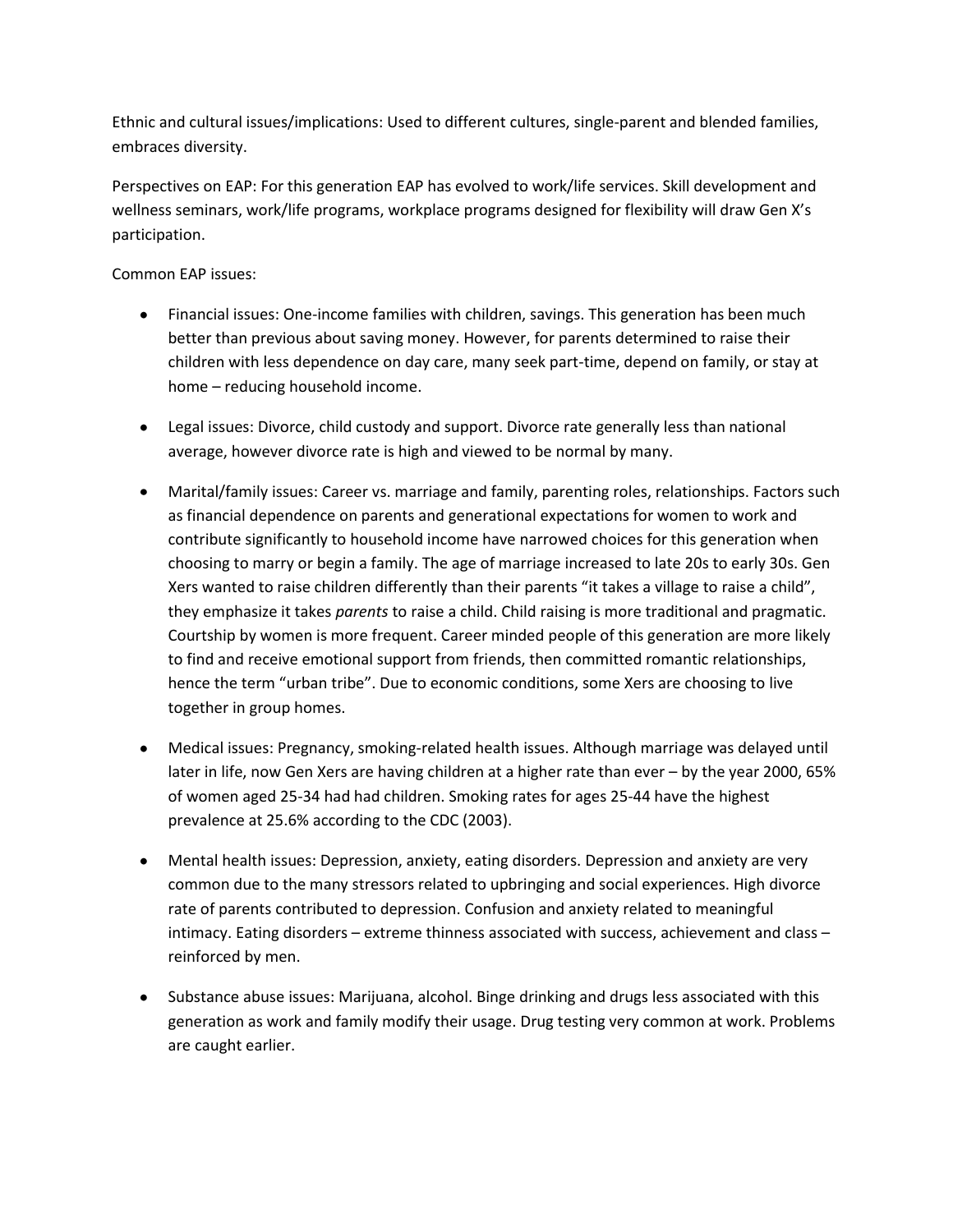Ethnic and cultural issues/implications: Used to different cultures, single-parent and blended families, embraces diversity.

Perspectives on EAP: For this generation EAP has evolved to work/life services. Skill development and wellness seminars, work/life programs, workplace programs designed for flexibility will draw Gen X's participation.

Common EAP issues:

- Financial issues: One-income families with children, savings. This generation has been much better than previous about saving money. However, for parents determined to raise their children with less dependence on day care, many seek part-time, depend on family, or stay at home – reducing household income.

- Legal issues: Divorce, child custody and support. Divorce rate generally less than national average, however divorce rate is high and viewed to be normal by many.

- Marital/family issues: Career vs. marriage and family, parenting roles, relationships. Factors such as financial dependence on parents and generational expectations for women to work and contribute significantly to household income have narrowed choices for this generation when choosing to marry or begin a family. The age of marriage increased to late 20s to early 30s. Gen Xers wanted to raise children differently than their parents "it takes a village to raise a child", they emphasize it takes *parents* to raise a child. Child raising is more traditional and pragmatic. Courtship by women is more frequent. Career minded people of this generation are more likely to find and receive emotional support from friends, then committed romantic relationships, hence the term "urban tribe". Due to economic conditions, some Xers are choosing to live together in group homes.

- Medical issues: Pregnancy, smoking-related health issues. Although marriage was delayed until later in life, now Gen Xers are having children at a higher rate than ever – by the year 2000, 65% of women aged 25-34 had had children. Smoking rates for ages 25-44 have the highest prevalence at 25.6% according to the CDC (2003).

- Mental health issues: Depression, anxiety, eating disorders. Depression and anxiety are very common due to the many stressors related to upbringing and social experiences. High divorce rate of parents contributed to depression. Confusion and anxiety related to meaningful intimacy. Eating disorders – extreme thinness associated with success, achievement and class – reinforced by men.

- Substance abuse issues: Marijuana, alcohol. Binge drinking and drugs less associated with this generation as work and family modify their usage. Drug testing very common at work. Problems are caught earlier.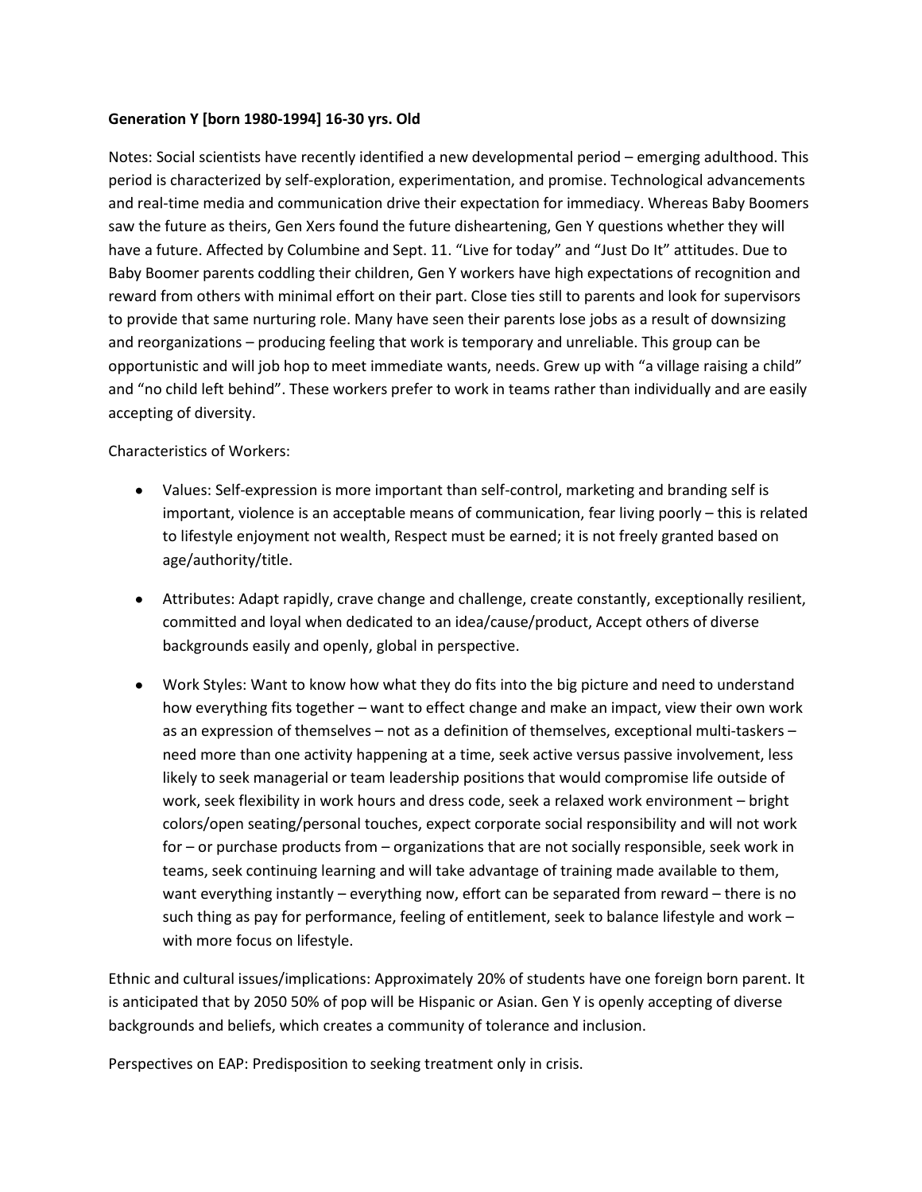**Generation Y [born 1980-1994] 16-30 yrs. Old**

Notes: Social scientists have recently identified a new developmental period – emerging adulthood. This period is characterized by self-exploration, experimentation, and promise. Technological advancements and real-time media and communication drive their expectation for immediacy. Whereas Baby Boomers saw the future as theirs, Gen Xers found the future disheartening, Gen Y questions whether they will have a future. Affected by Columbine and Sept. 11. "Live for today" and "Just Do It" attitudes. Due to Baby Boomer parents coddling their children, Gen Y workers have high expectations of recognition and reward from others with minimal effort on their part. Close ties still to parents and look for supervisors to provide that same nurturing role. Many have seen their parents lose jobs as a result of downsizing and reorganizations – producing feeling that work is temporary and unreliable. This group can be opportunistic and will job hop to meet immediate wants, needs. Grew up with "a village raising a child" and "no child left behind". These workers prefer to work in teams rather than individually and are easily accepting of diversity.

Characteristics of Workers:

- Values: Self-expression is more important than self-control, marketing and branding self is important, violence is an acceptable means of communication, fear living poorly – this is related to lifestyle enjoyment not wealth, Respect must be earned; it is not freely granted based on age/authority/title.
- Attributes: Adapt rapidly, crave change and challenge, create constantly, exceptionally resilient, committed and loyal when dedicated to an idea/cause/product, Accept others of diverse backgrounds easily and openly, global in perspective.
- Work Styles: Want to know how what they do fits into the big picture and need to understand how everything fits together – want to effect change and make an impact, view their own work as an expression of themselves – not as a definition of themselves, exceptional multi-taskers – need more than one activity happening at a time, seek active versus passive involvement, less likely to seek managerial or team leadership positions that would compromise life outside of work, seek flexibility in work hours and dress code, seek a relaxed work environment – bright colors/open seating/personal touches, expect corporate social responsibility and will not work for – or purchase products from – organizations that are not socially responsible, seek work in teams, seek continuing learning and will take advantage of training made available to them, want everything instantly – everything now, effort can be separated from reward – there is no such thing as pay for performance, feeling of entitlement, seek to balance lifestyle and work – with more focus on lifestyle.

Ethnic and cultural issues/implications: Approximately 20% of students have one foreign born parent. It is anticipated that by 2050 50% of pop will be Hispanic or Asian. Gen Y is openly accepting of diverse backgrounds and beliefs, which creates a community of tolerance and inclusion.

Perspectives on EAP: Predisposition to seeking treatment only in crisis.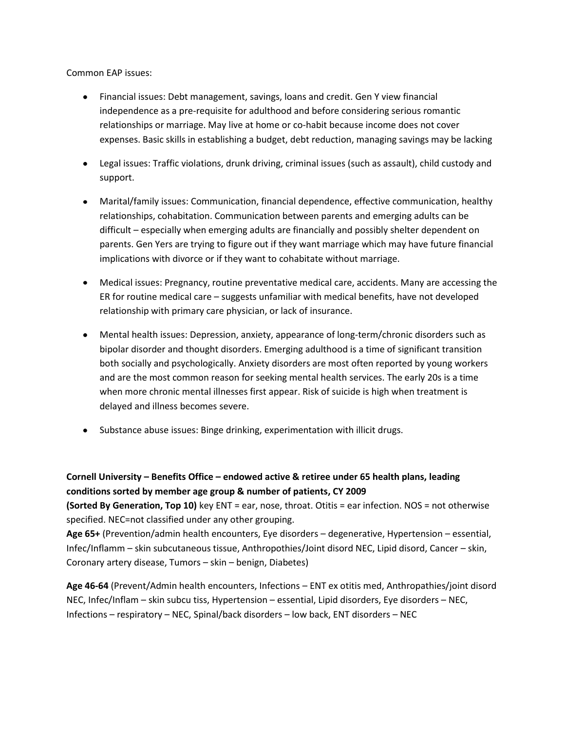Common EAP issues:

- Financial issues: Debt management, savings, loans and credit. Gen Y view financial independence as a pre-requisite for adulthood and before considering serious romantic relationships or marriage. May live at home or co-habit because income does not cover expenses. Basic skills in establishing a budget, debt reduction, managing savings may be lacking

- Legal issues: Traffic violations, drunk driving, criminal issues (such as assault), child custody and support.

- Marital/family issues: Communication, financial dependence, effective communication, healthy relationships, cohabitation. Communication between parents and emerging adults can be difficult – especially when emerging adults are financially and possibly shelter dependent on parents. Gen Yers are trying to figure out if they want marriage which may have future financial implications with divorce or if they want to cohabitate without marriage.

- Medical issues: Pregnancy, routine preventative medical care, accidents. Many are accessing the ER for routine medical care – suggests unfamiliar with medical benefits, have not developed relationship with primary care physician, or lack of insurance.

- Mental health issues: Depression, anxiety, appearance of long-term/chronic disorders such as bipolar disorder and thought disorders. Emerging adulthood is a time of significant transition both socially and psychologically. Anxiety disorders are most often reported by young workers and are the most common reason for seeking mental health services. The early 20s is a time when more chronic mental illnesses first appear. Risk of suicide is high when treatment is delayed and illness becomes severe.

- Substance abuse issues: Binge drinking, experimentation with illicit drugs.

**Cornell University – Benefits Office – endowed active & retiree under 65 health plans, leading conditions sorted by member age group & number of patients, CY 2009**

**(Sorted By Generation, Top 10)** key ENT = ear, nose, throat. Otitis = ear infection. NOS = not otherwise specified. NEC=not classified under any other grouping.

**Age 65+** (Prevention/admin health encounters, Eye disorders – degenerative, Hypertension – essential, Infec/Inflamm – skin subcutaneous tissue, Anthropothies/Joint disord NEC, Lipid disord, Cancer – skin, Coronary artery disease, Tumors – skin – benign, Diabetes)

**Age 46-64** (Prevent/Admin health encounters, Infections – ENT ex otitis med, Anthropathies/joint disord NEC, Infec/Inflam – skin subcu tiss, Hypertension – essential, Lipid disorders, Eye disorders – NEC, Infections – respiratory – NEC, Spinal/back disorders – low back, ENT disorders – NEC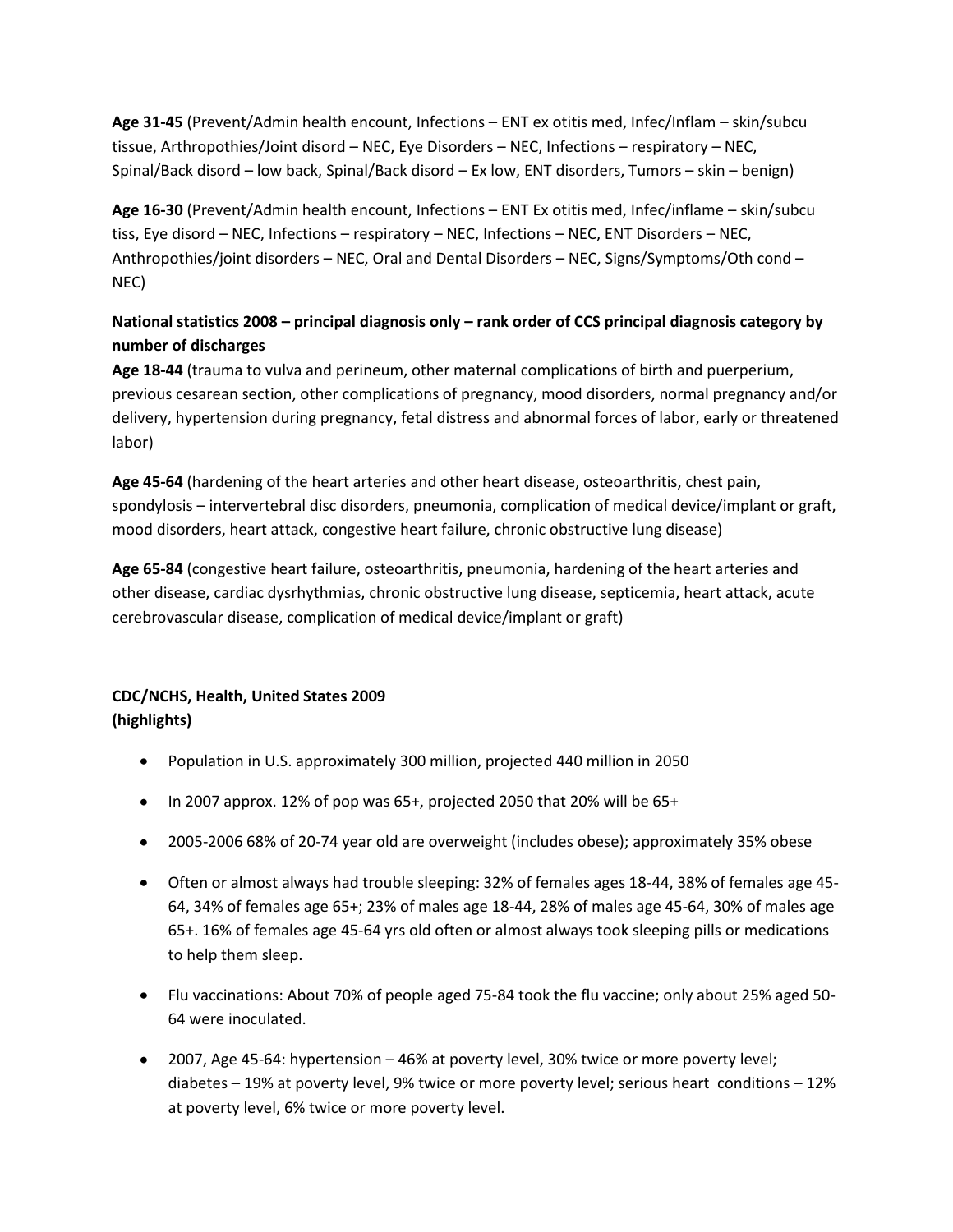**Age 31-45** (Prevent/Admin health encount, Infections – ENT ex otitis med, Infec/Inflam – skin/subcu tissue, Arthropothies/Joint disord – NEC, Eye Disorders – NEC, Infections – respiratory – NEC, Spinal/Back disord – low back, Spinal/Back disord – Ex low, ENT disorders, Tumors – skin – benign)

**Age 16-30** (Prevent/Admin health encount, Infections – ENT Ex otitis med, Infec/inflame – skin/subcu tiss, Eye disord – NEC, Infections – respiratory – NEC, Infections – NEC, ENT Disorders – NEC, Anthropothies/joint disorders – NEC, Oral and Dental Disorders – NEC, Signs/Symptoms/Oth cond – NEC)

**National statistics 2008 – principal diagnosis only – rank order of CCS principal diagnosis category by number of discharges**

**Age 18-44** (trauma to vulva and perineum, other maternal complications of birth and puerperium, previous cesarean section, other complications of pregnancy, mood disorders, normal pregnancy and/or delivery, hypertension during pregnancy, fetal distress and abnormal forces of labor, early or threatened labor)

**Age 45-64** (hardening of the heart arteries and other heart disease, osteoarthritis, chest pain, spondylosis – intervertebral disc disorders, pneumonia, complication of medical device/implant or graft, mood disorders, heart attack, congestive heart failure, chronic obstructive lung disease)

**Age 65-84** (congestive heart failure, osteoarthritis, pneumonia, hardening of the heart arteries and other disease, cardiac dysrhythmias, chronic obstructive lung disease, septicemia, heart attack, acute cerebrovascular disease, complication of medical device/implant or graft)

**CDC/NCHS, Health, United States 2009**
**(highlights)**

- Population in U.S. approximately 300 million, projected 440 million in 2050
- In 2007 approx. 12% of pop was 65+, projected 2050 that 20% will be 65+
- 2005-2006 68% of 20-74 year old are overweight (includes obese); approximately 35% obese
- Often or almost always had trouble sleeping: 32% of females ages 18-44, 38% of females age 45-64, 34% of females age 65+; 23% of males age 18-44, 28% of males age 45-64, 30% of males age 65+. 16% of females age 45-64 yrs old often or almost always took sleeping pills or medications to help them sleep.
- Flu vaccinations: About 70% of people aged 75-84 took the flu vaccine; only about 25% aged 50-64 were inoculated.
- 2007, Age 45-64: hypertension – 46% at poverty level, 30% twice or more poverty level; diabetes – 19% at poverty level, 9% twice or more poverty level; serious heart conditions – 12% at poverty level, 6% twice or more poverty level.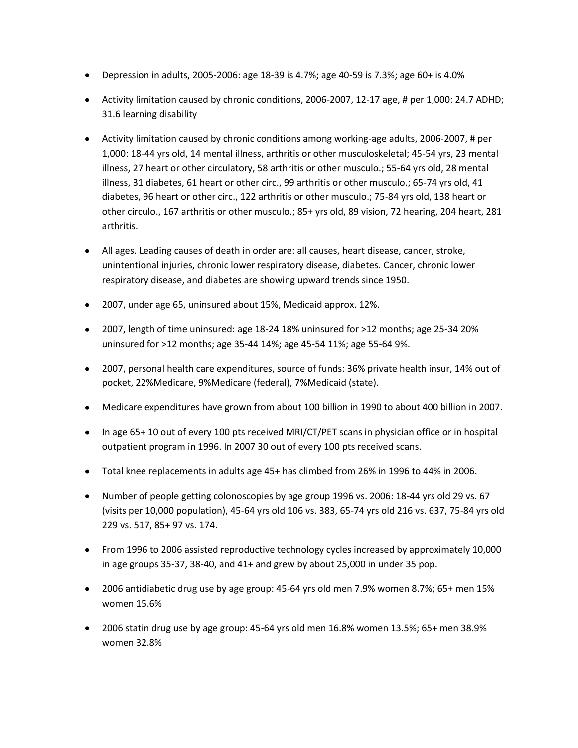- Depression in adults, 2005-2006: age 18-39 is 4.7%; age 40-59 is 7.3%; age 60+ is 4.0%
- Activity limitation caused by chronic conditions, 2006-2007, 12-17 age, # per 1,000: 24.7 ADHD; 31.6 learning disability
- Activity limitation caused by chronic conditions among working-age adults, 2006-2007, # per 1,000: 18-44 yrs old, 14 mental illness, arthritis or other musculoskeletal; 45-54 yrs, 23 mental illness, 27 heart or other circulatory, 58 arthritis or other musculo.; 55-64 yrs old, 28 mental illness, 31 diabetes, 61 heart or other circ., 99 arthritis or other musculo.; 65-74 yrs old, 41 diabetes, 96 heart or other circ., 122 arthritis or other musculo.; 75-84 yrs old, 138 heart or other circulo., 167 arthritis or other musculo.; 85+ yrs old, 89 vision, 72 hearing, 204 heart, 281 arthritis.
- All ages. Leading causes of death in order are: all causes, heart disease, cancer, stroke, unintentional injuries, chronic lower respiratory disease, diabetes. Cancer, chronic lower respiratory disease, and diabetes are showing upward trends since 1950.
- 2007, under age 65, uninsured about 15%, Medicaid approx. 12%.
- 2007, length of time uninsured: age 18-24 18% uninsured for >12 months; age 25-34 20% uninsured for >12 months; age 35-44 14%; age 45-54 11%; age 55-64 9%.
- 2007, personal health care expenditures, source of funds: 36% private health insur, 14% out of pocket, 22%Medicare, 9%Medicare (federal), 7%Medicaid (state).
- Medicare expenditures have grown from about 100 billion in 1990 to about 400 billion in 2007.
- In age 65+ 10 out of every 100 pts received MRI/CT/PET scans in physician office or in hospital outpatient program in 1996. In 2007 30 out of every 100 pts received scans.
- Total knee replacements in adults age 45+ has climbed from 26% in 1996 to 44% in 2006.
- Number of people getting colonoscopies by age group 1996 vs. 2006: 18-44 yrs old 29 vs. 67 (visits per 10,000 population), 45-64 yrs old 106 vs. 383, 65-74 yrs old 216 vs. 637, 75-84 yrs old 229 vs. 517, 85+ 97 vs. 174.
- From 1996 to 2006 assisted reproductive technology cycles increased by approximately 10,000 in age groups 35-37, 38-40, and 41+ and grew by about 25,000 in under 35 pop.
- 2006 antidiabetic drug use by age group: 45-64 yrs old men 7.9% women 8.7%; 65+ men 15% women 15.6%
- 2006 statin drug use by age group: 45-64 yrs old men 16.8% women 13.5%; 65+ men 38.9% women 32.8%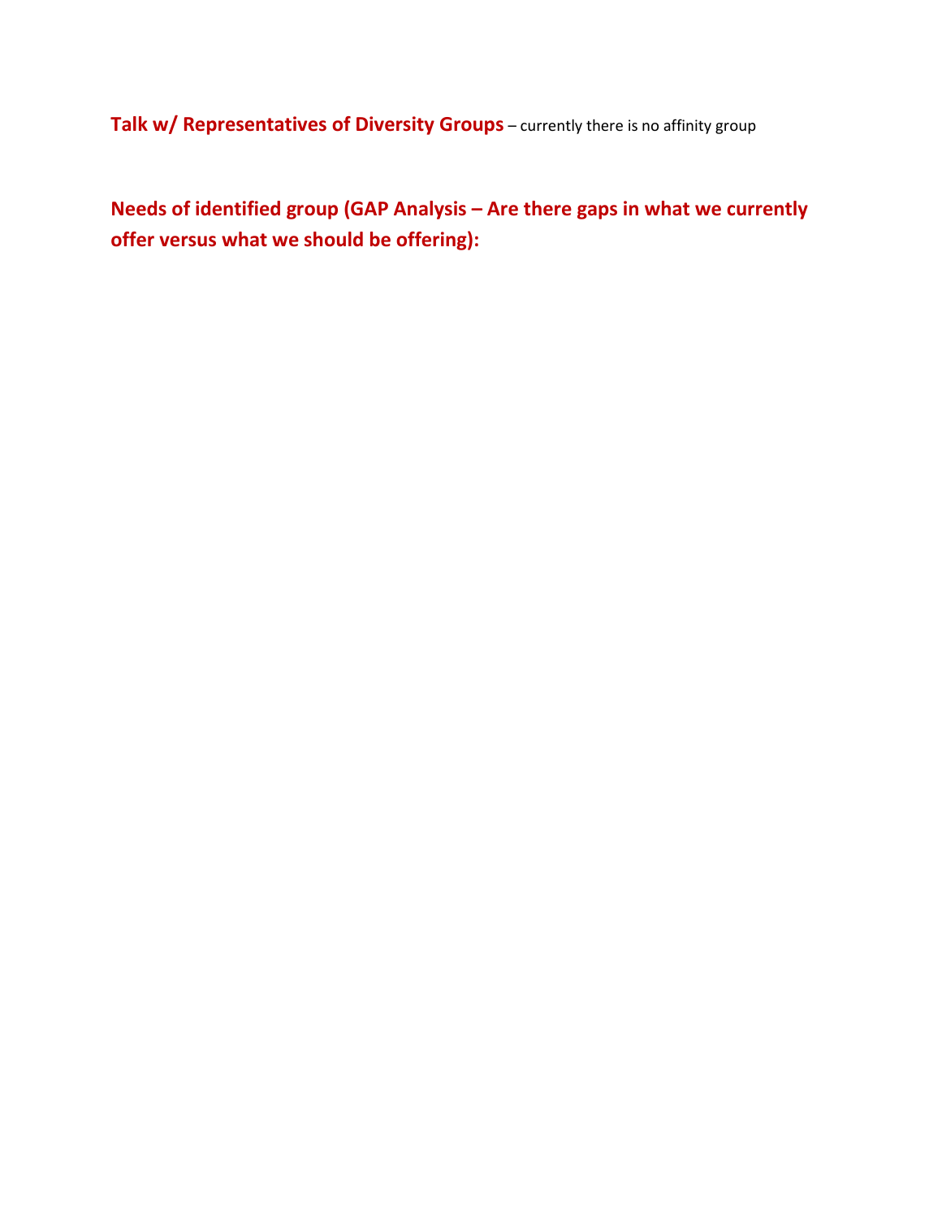**Talk w/ Representatives of Diversity Groups** – currently there is no affinity group

**Needs of identified group (GAP Analysis – Are there gaps in what we currently offer versus what we should be offering):**